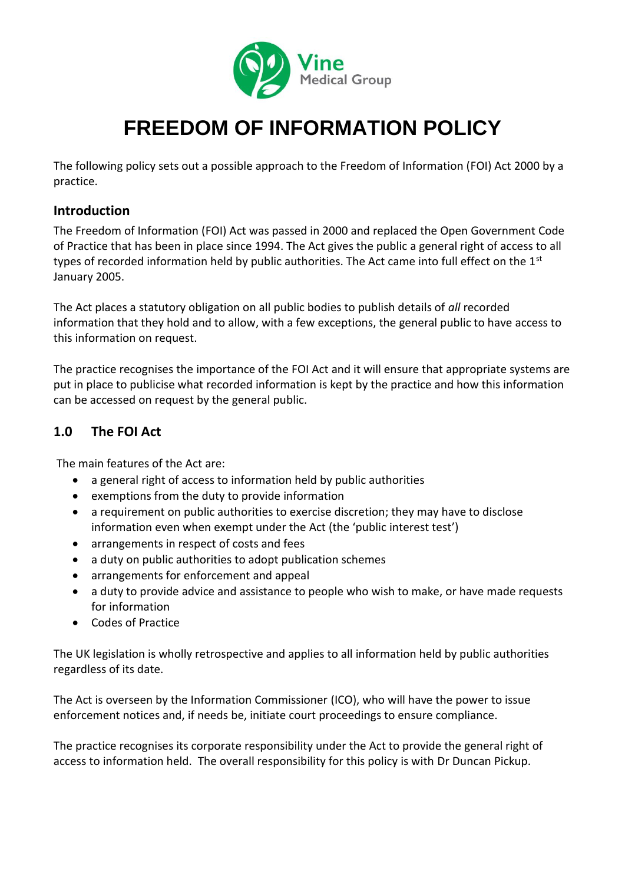Vine Medical Group

# FREEDOM OF INFORMATION POLICY

The following policy sets out a possible approach to the Freedom of Information (FOI) Act 2000 by a practice.

## Introduction

The Freedom of Information (FOI) Act was passed in 2000 and replaced the Open Government Code of Practice that has been in place since 1994. The Act gives the public a general right of access to all types of recorded information held by public authorities. The Act came into full effect on the 1st January 2005.

The Act places a statutory obligation on all public bodies to publish details of *all* recorded information that they hold and to allow, with a few exceptions, the general public to have access to this information on request.

The practice recognises the importance of the FOI Act and it will ensure that appropriate systems are put in place to publicise what recorded information is kept by the practice and how this information can be accessed on request by the general public.

## 1.0 The FOI Act

The main features of the Act are:

- a general right of access to information held by public authorities
- exemptions from the duty to provide information
- a requirement on public authorities to exercise discretion; they may have to disclose information even when exempt under the Act (the 'public interest test')
- arrangements in respect of costs and fees
- a duty on public authorities to adopt publication schemes
- arrangements for enforcement and appeal
- a duty to provide advice and assistance to people who wish to make, or have made requests for information
- Codes of Practice

The UK legislation is wholly retrospective and applies to all information held by public authorities regardless of its date.

The Act is overseen by the Information Commissioner (ICO), who will have the power to issue enforcement notices and, if needs be, initiate court proceedings to ensure compliance.

The practice recognises its corporate responsibility under the Act to provide the general right of access to information held. The overall responsibility for this policy is with Dr Duncan Pickup.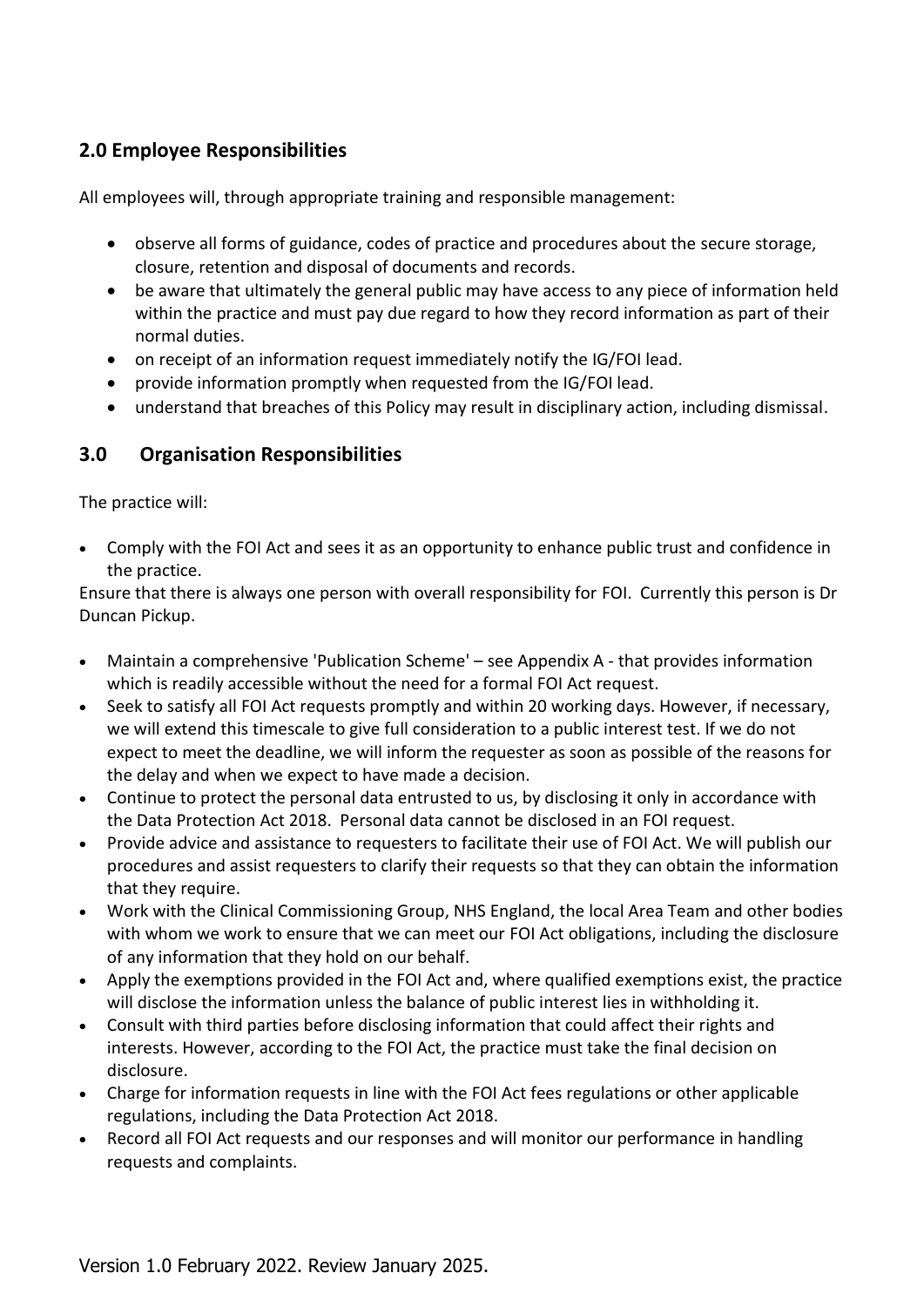## 2.0 Employee Responsibilities

All employees will, through appropriate training and responsible management:

- observe all forms of guidance, codes of practice and procedures about the secure storage, closure, retention and disposal of documents and records.
- be aware that ultimately the general public may have access to any piece of information held within the practice and must pay due regard to how they record information as part of their normal duties.
- on receipt of an information request immediately notify the IG/FOI lead.
- provide information promptly when requested from the IG/FOI lead.
- understand that breaches of this Policy may result in disciplinary action, including dismissal.

## 3.0 Organisation Responsibilities

The practice will:

- Comply with the FOI Act and sees it as an opportunity to enhance public trust and confidence in the practice.

Ensure that there is always one person with overall responsibility for FOI. Currently this person is Dr Duncan Pickup.

- Maintain a comprehensive 'Publication Scheme' – see Appendix A - that provides information which is readily accessible without the need for a formal FOI Act request.
- Seek to satisfy all FOI Act requests promptly and within 20 working days. However, if necessary, we will extend this timescale to give full consideration to a public interest test. If we do not expect to meet the deadline, we will inform the requester as soon as possible of the reasons for the delay and when we expect to have made a decision.
- Continue to protect the personal data entrusted to us, by disclosing it only in accordance with the Data Protection Act 2018. Personal data cannot be disclosed in an FOI request.
- Provide advice and assistance to requesters to facilitate their use of FOI Act. We will publish our procedures and assist requesters to clarify their requests so that they can obtain the information that they require.
- Work with the Clinical Commissioning Group, NHS England, the local Area Team and other bodies with whom we work to ensure that we can meet our FOI Act obligations, including the disclosure of any information that they hold on our behalf.
- Apply the exemptions provided in the FOI Act and, where qualified exemptions exist, the practice will disclose the information unless the balance of public interest lies in withholding it.
- Consult with third parties before disclosing information that could affect their rights and interests. However, according to the FOI Act, the practice must take the final decision on disclosure.
- Charge for information requests in line with the FOI Act fees regulations or other applicable regulations, including the Data Protection Act 2018.
- Record all FOI Act requests and our responses and will monitor our performance in handling requests and complaints.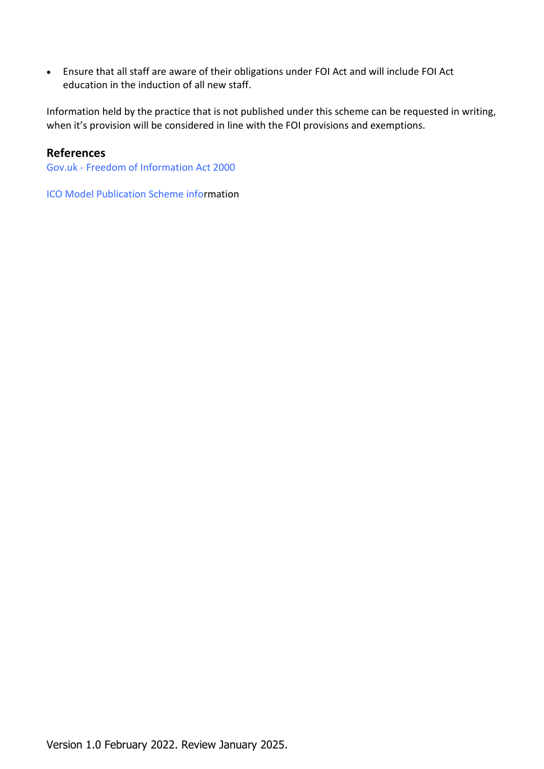- Ensure that all staff are aware of their obligations under FOI Act and will include FOI Act education in the induction of all new staff.

Information held by the practice that is not published under this scheme can be requested in writing, when it's provision will be considered in line with the FOI provisions and exemptions.

### References

Gov.uk - Freedom of Information Act 2000

ICO Model Publication Scheme information

Version 1.0 February 2022. Review January 2025.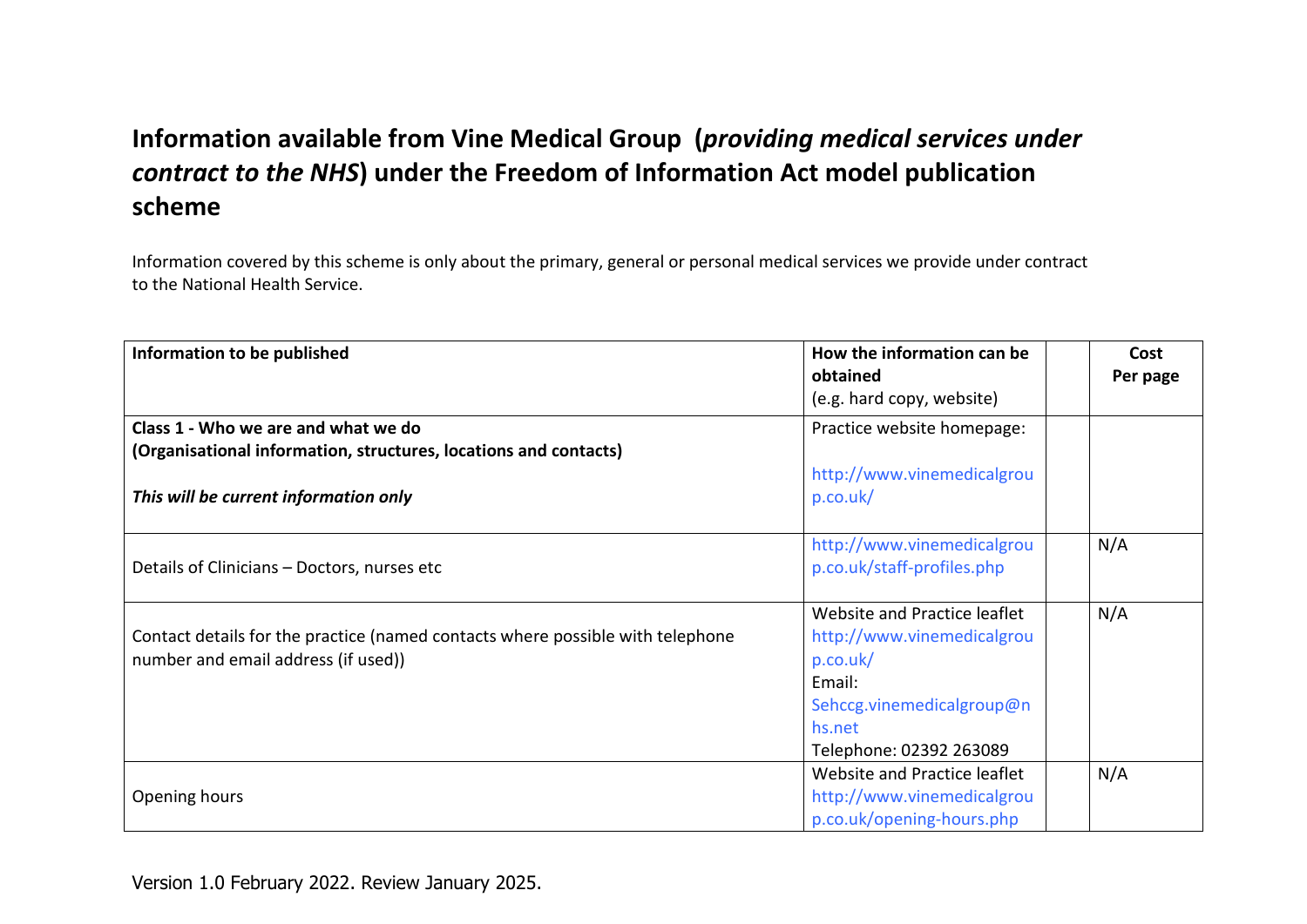# Information available from Vine Medical Group (*providing medical services under contract to the NHS*) under the Freedom of Information Act model publication scheme

Information covered by this scheme is only about the primary, general or personal medical services we provide under contract to the National Health Service.

| Information to be published | How the information can be obtained (e.g. hard copy, website) | | Cost Per page |
|---|---|---|---|
| **Class 1 - Who we are and what we do (Organisational information, structures, locations and contacts)** <br><br> ***This will be current information only*** | Practice website homepage: <br><br> http://www.vinemedicalgroup.co.uk/ | | |
| Details of Clinicians – Doctors, nurses etc | http://www.vinemedicalgroup.co.uk/staff-profiles.php | | N/A |
| Contact details for the practice (named contacts where possible with telephone number and email address (if used)) | Website and Practice leaflet http://www.vinemedicalgroup.co.uk/ <br> Email: Sehccg.vinemedicalgroup@nhs.net <br> Telephone: 02392 263089 | | N/A |
| Opening hours | Website and Practice leaflet http://www.vinemedicalgroup.co.uk/opening-hours.php | | N/A |

Version 1.0 February 2022. Review January 2025.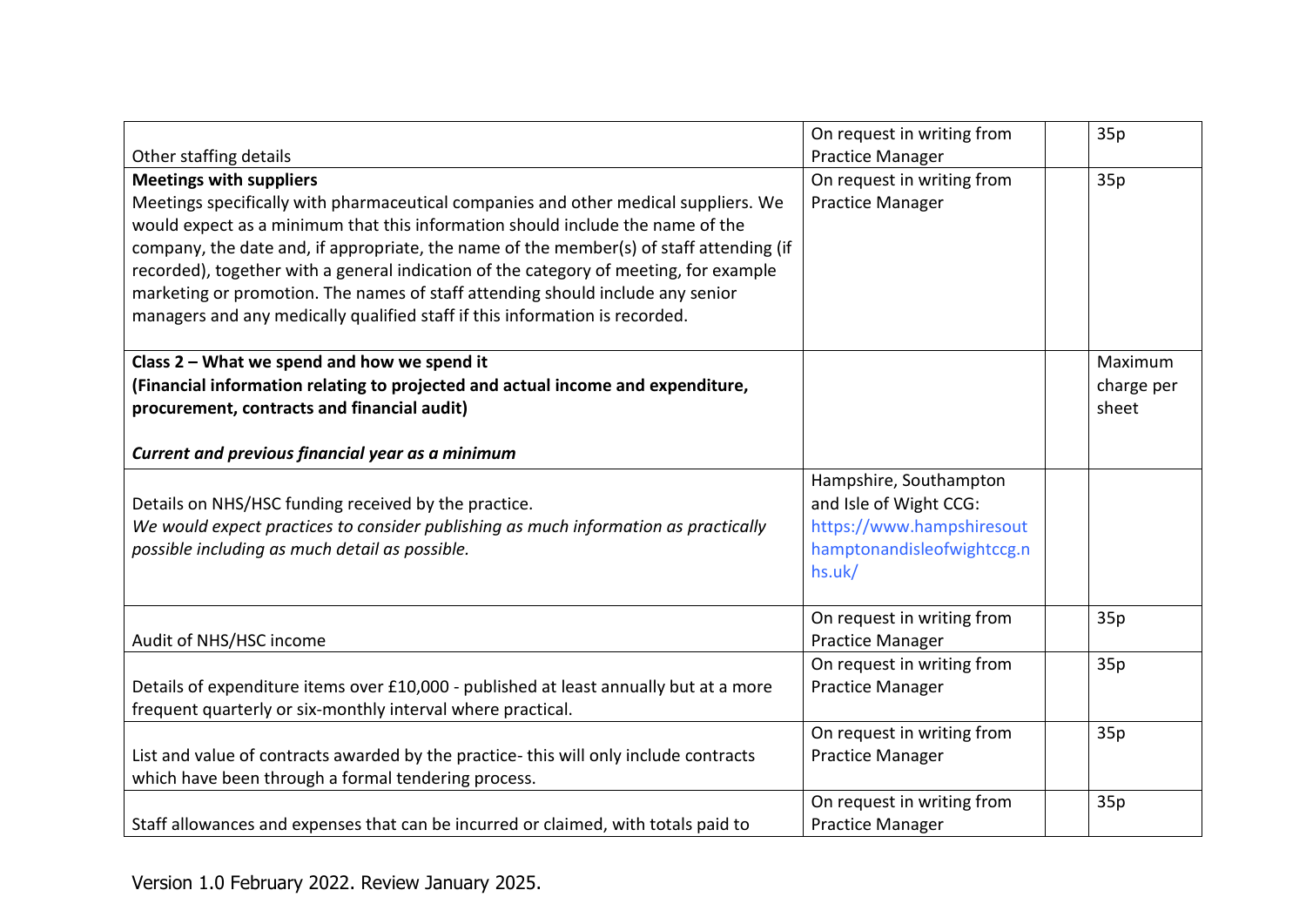| | | | |
|---|---|---|---|
| Other staffing details | On request in writing from Practice Manager | | 35p |
| **Meetings with suppliers**<br>Meetings specifically with pharmaceutical companies and other medical suppliers. We would expect as a minimum that this information should include the name of the company, the date and, if appropriate, the name of the member(s) of staff attending (if recorded), together with a general indication of the category of meeting, for example marketing or promotion. The names of staff attending should include any senior managers and any medically qualified staff if this information is recorded. | On request in writing from Practice Manager | | 35p |
| **Class 2 – What we spend and how we spend it**<br>**(Financial information relating to projected and actual income and expenditure, procurement, contracts and financial audit)**<br><br>***Current and previous financial year as a minimum*** | | | Maximum charge per sheet |
| Details on NHS/HSC funding received by the practice.<br>*We would expect practices to consider publishing as much information as practically possible including as much detail as possible.* | Hampshire, Southampton and Isle of Wight CCG: https://www.hampshiresouthamptonandisleofwightccg.nhs.uk/ | | |
| Audit of NHS/HSC income | On request in writing from Practice Manager | | 35p |
| Details of expenditure items over £10,000 - published at least annually but at a more frequent quarterly or six-monthly interval where practical. | On request in writing from Practice Manager | | 35p |
| List and value of contracts awarded by the practice- this will only include contracts which have been through a formal tendering process. | On request in writing from Practice Manager | | 35p |
| Staff allowances and expenses that can be incurred or claimed, with totals paid to | On request in writing from Practice Manager | | 35p |

Version 1.0 February 2022. Review January 2025.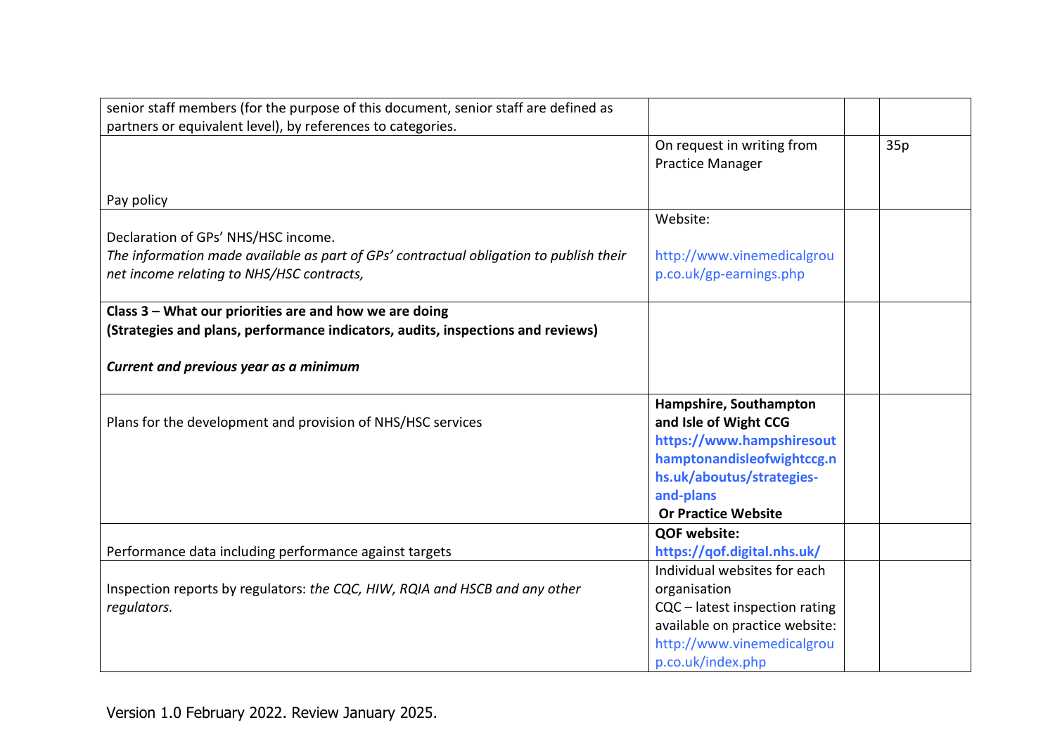| | | | |
|---|---|---|---|
| senior staff members (for the purpose of this document, senior staff are defined as partners or equivalent level), by references to categories. | | | |
| Pay policy | On request in writing from Practice Manager | | 35p |
| Declaration of GPs' NHS/HSC income.<br>*The information made available as part of GPs' contractual obligation to publish their net income relating to NHS/HSC contracts,* | Website:<br><br>http://www.vinemedicalgroup.co.uk/gp-earnings.php | | |
| **Class 3 – What our priorities are and how we are doing**<br>**(Strategies and plans, performance indicators, audits, inspections and reviews)**<br><br>***Current and previous year as a minimum*** | | | |
| Plans for the development and provision of NHS/HSC services | **Hampshire, Southampton and Isle of Wight CCG**<br>**https://www.hampshiresouthamptonandisleofwightccg.nhs.uk/aboutus/strategies-and-plans**<br>**Or Practice Website** | | |
| Performance data including performance against targets | **QOF website:**<br>**https://qof.digital.nhs.uk/** | | |
| Inspection reports by regulators: *the CQC, HIW, RQIA and HSCB and any other regulators.* | Individual websites for each organisation<br>CQC – latest inspection rating available on practice website: http://www.vinemedicalgroup.co.uk/index.php | | |

Version 1.0 February 2022. Review January 2025.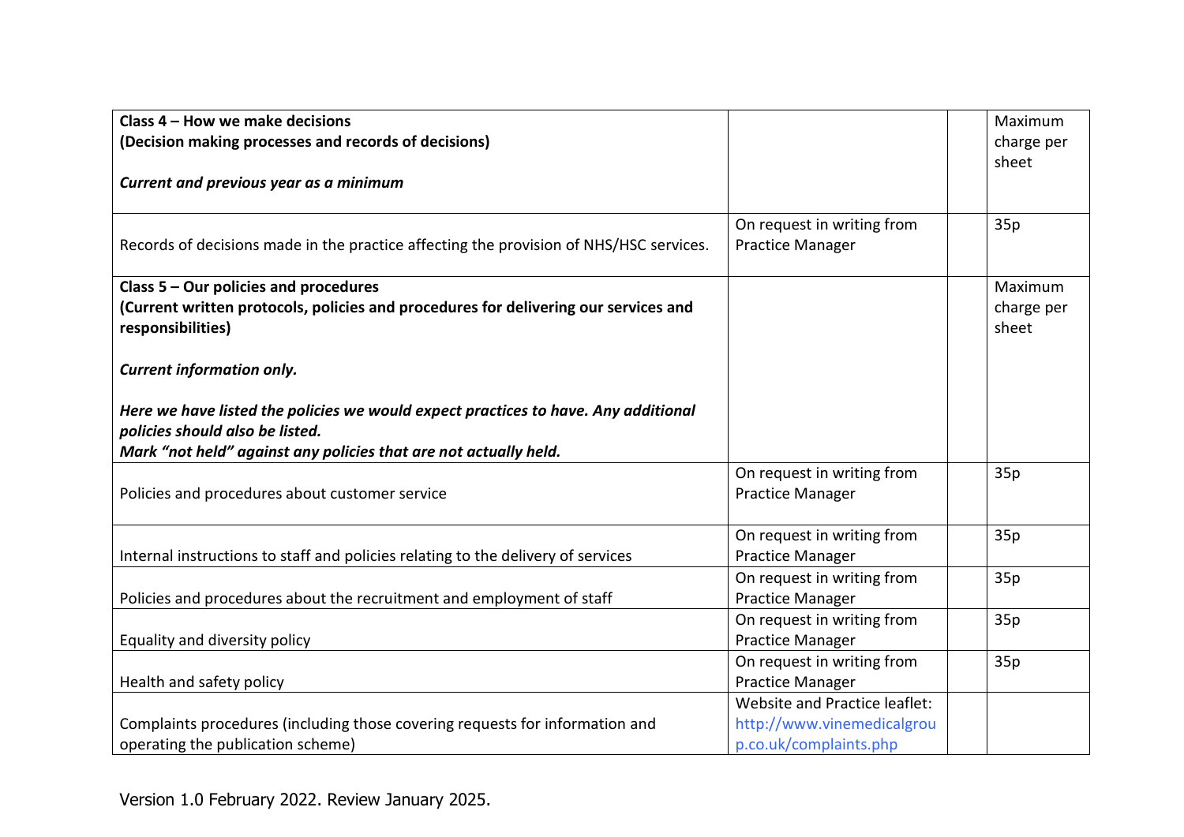| **Class 4 – How we make decisions**<br>**(Decision making processes and records of decisions)**<br><br>***Current and previous year as a minimum*** | | | Maximum charge per sheet |
|---|---|---|---|
| Records of decisions made in the practice affecting the provision of NHS/HSC services. | On request in writing from Practice Manager | | 35p |
| **Class 5 – Our policies and procedures**<br>**(Current written protocols, policies and procedures for delivering our services and responsibilities)**<br><br>***Current information only.***<br><br>***Here we have listed the policies we would expect practices to have. Any additional policies should also be listed.***<br>***Mark "not held" against any policies that are not actually held.*** | | | Maximum charge per sheet |
| Policies and procedures about customer service | On request in writing from Practice Manager | | 35p |
| Internal instructions to staff and policies relating to the delivery of services | On request in writing from Practice Manager | | 35p |
| Policies and procedures about the recruitment and employment of staff | On request in writing from Practice Manager | | 35p |
| Equality and diversity policy | On request in writing from Practice Manager | | 35p |
| Health and safety policy | On request in writing from Practice Manager | | 35p |
| Complaints procedures (including those covering requests for information and operating the publication scheme) | Website and Practice leaflet: http://www.vinemedicalgroup.co.uk/complaints.php | | |

Version 1.0 February 2022. Review January 2025.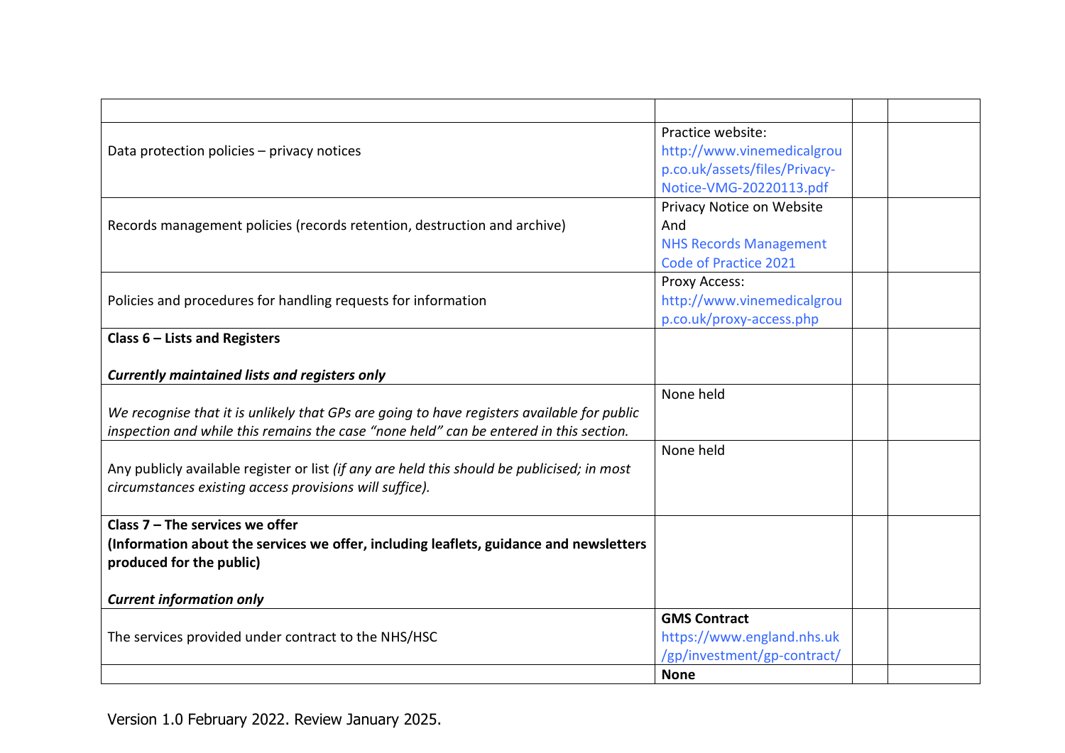| | | | |
|---|---|---|---|
| Data protection policies – privacy notices | Practice website: http://www.vinemedicalgroup.co.uk/assets/files/Privacy-Notice-VMG-20220113.pdf | | |
| Records management policies (records retention, destruction and archive) | Privacy Notice on Website And NHS Records Management Code of Practice 2021 | | |
| Policies and procedures for handling requests for information | Proxy Access: http://www.vinemedicalgroup.co.uk/proxy-access.php | | |
| **Class 6 – Lists and Registers**<br><br>***Currently maintained lists and registers only*** | | | |
| *We recognise that it is unlikely that GPs are going to have registers available for public inspection and while this remains the case "none held" can be entered in this section.* | None held | | |
| Any publicly available register or list *(if any are held this should be publicised; in most circumstances existing access provisions will suffice).* | None held | | |
| **Class 7 – The services we offer**<br>**(Information about the services we offer, including leaflets, guidance and newsletters produced for the public)**<br><br>***Current information only*** | | | |
| The services provided under contract to the NHS/HSC | **GMS Contract** https://www.england.nhs.uk/gp/investment/gp-contract/ | | |
| | **None** | | |

Version 1.0 February 2022. Review January 2025.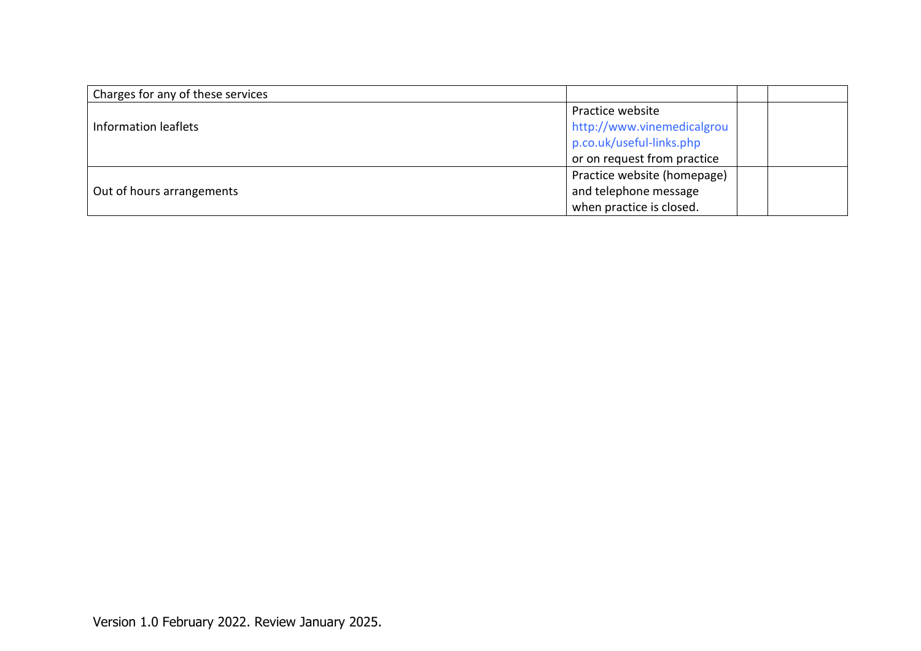| | | | |
|---|---|---|---|
| Charges for any of these services | | | |
| Information leaflets | Practice website http://www.vinemedicalgroup.co.uk/useful-links.php or on request from practice | | |
| Out of hours arrangements | Practice website (homepage) and telephone message when practice is closed. | | |

Version 1.0 February 2022. Review January 2025.